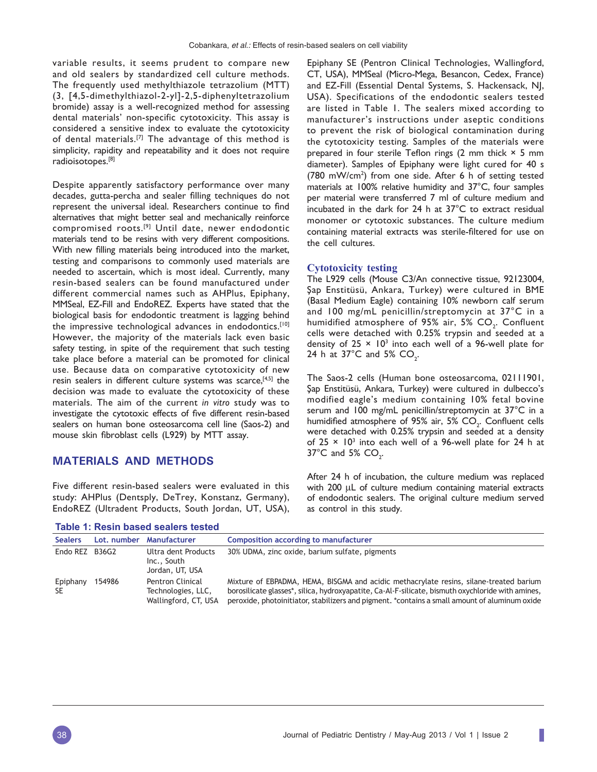variable results, it seems prudent to compare new and old sealers by standardized cell culture methods. The frequently used methylthiazole tetrazolium (MTT) (3, [4,5-dimethylthiazol-2-yl]-2,5-diphenyltetrazolium bromide) assay is a well-recognized method for assessing dental materials' non-specific cytotoxicity. This assay is considered a sensitive index to evaluate the cytotoxicity of dental materials.[7] The advantage of this method is simplicity, rapidity and repeatability and it does not require radioisotopes.[8]

Despite apparently satisfactory performance over many decades, gutta-percha and sealer filling techniques do not represent the universal ideal. Researchers continue to find alternatives that might better seal and mechanically reinforce compromised roots.[9] Until date, newer endodontic materials tend to be resins with very different compositions. With new filling materials being introduced into the market, testing and comparisons to commonly used materials are needed to ascertain, which is most ideal. Currently, many resin-based sealers can be found manufactured under different commercial names such as AHPlus, Epiphany, MMSeal, EZ-Fill and EndoREZ. Experts have stated that the biological basis for endodontic treatment is lagging behind the impressive technological advances in endodontics.[10] However, the majority of the materials lack even basic safety testing, in spite of the requirement that such testing take place before a material can be promoted for clinical use. Because data on comparative cytotoxicity of new resin sealers in different culture systems was scarce,[4,5] the decision was made to evaluate the cytotoxicity of these materials. The aim of the current *in vitro* study was to investigate the cytotoxic effects of five different resin-based sealers on human bone osteosarcoma cell line (Saos-2) and mouse skin fibroblast cells (L929) by MTT assay.

## MATERIALS AND METHODS

Five different resin-based sealers were evaluated in this study: AHPlus (Dentsply, DeTrey, Konstanz, Germany), EndoREZ (Ultradent Products, South Jordan, UT, USA), Epiphany SE (Pentron Clinical Technologies, Wallingford, CT, USA), MMSeal (Micro-Mega, Besancon, Cedex, France) and EZ-Fill (Essential Dental Systems, S. Hackensack, NJ, USA). Specifications of the endodontic sealers tested are listed in Table 1. The sealers mixed according to manufacturer's instructions under aseptic conditions to prevent the risk of biological contamination during the cytotoxicity testing. Samples of the materials were prepared in four sterile Teflon rings (2 mm thick × 5 mm diameter). Samples of Epiphany were light cured for 40 s (780 mW/cm$^2$) from one side. After 6 h of setting tested materials at 100% relative humidity and 37°C, four samples per material were transferred 7 ml of culture medium and incubated in the dark for 24 h at 37°C to extract residual monomer or cytotoxic substances. The culture medium containing material extracts was sterile-filtered for use on the cell cultures.

### Cytotoxicity testing

The L929 cells (Mouse C3/An connective tissue, 92123004, Şap Enstitüsü, Ankara, Turkey) were cultured in BME (Basal Medium Eagle) containing 10% newborn calf serum and 100 mg/mL penicillin/streptomycin at 37°C in a humidified atmosphere of 95% air, 5% $CO_2$. Confluent cells were detached with 0.25% trypsin and seeded at a density of 25 × 10$^3$ into each well of a 96-well plate for 24 h at 37°C and 5% $CO_2$.

The Saos-2 cells (Human bone osteosarcoma, 02111901, Şap Enstitüsü, Ankara, Turkey) were cultured in dulbecco's modified eagle's medium containing 10% fetal bovine serum and 100 mg/mL penicillin/streptomycin at 37°C in a humidified atmosphere of 95% air, 5% $CO_2$. Confluent cells were detached with 0.25% trypsin and seeded at a density of 25 × 10$^3$ into each well of a 96-well plate for 24 h at 37°C and 5% $CO_2$.

After 24 h of incubation, the culture medium was replaced with 200 μL of culture medium containing material extracts of endodontic sealers. The original culture medium served as control in this study.

**Table 1: Resin based sealers tested**

| Sealers | Lot. number | Manufacturer | Composition according to manufacturer |
|---|---|---|---|
| Endo REZ | B36G2 | Ultra dent Products Inc., South Jordan, UT, USA | 30% UDMA, zinc oxide, barium sulfate, pigments |
| Epiphany SE | 154986 | Pentron Clinical Technologies, LLC, Wallingford, CT, USA | Mixture of EBPADMA, HEMA, BISGMA and acidic methacrylate resins, silane-treated barium borosilicate glasses*, silica, hydroxyapatite, Ca-Al-F-silicate, bismuth oxychloride with amines, peroxide, photoinitiator, stabilizers and pigment. *contains a small amount of aluminum oxide |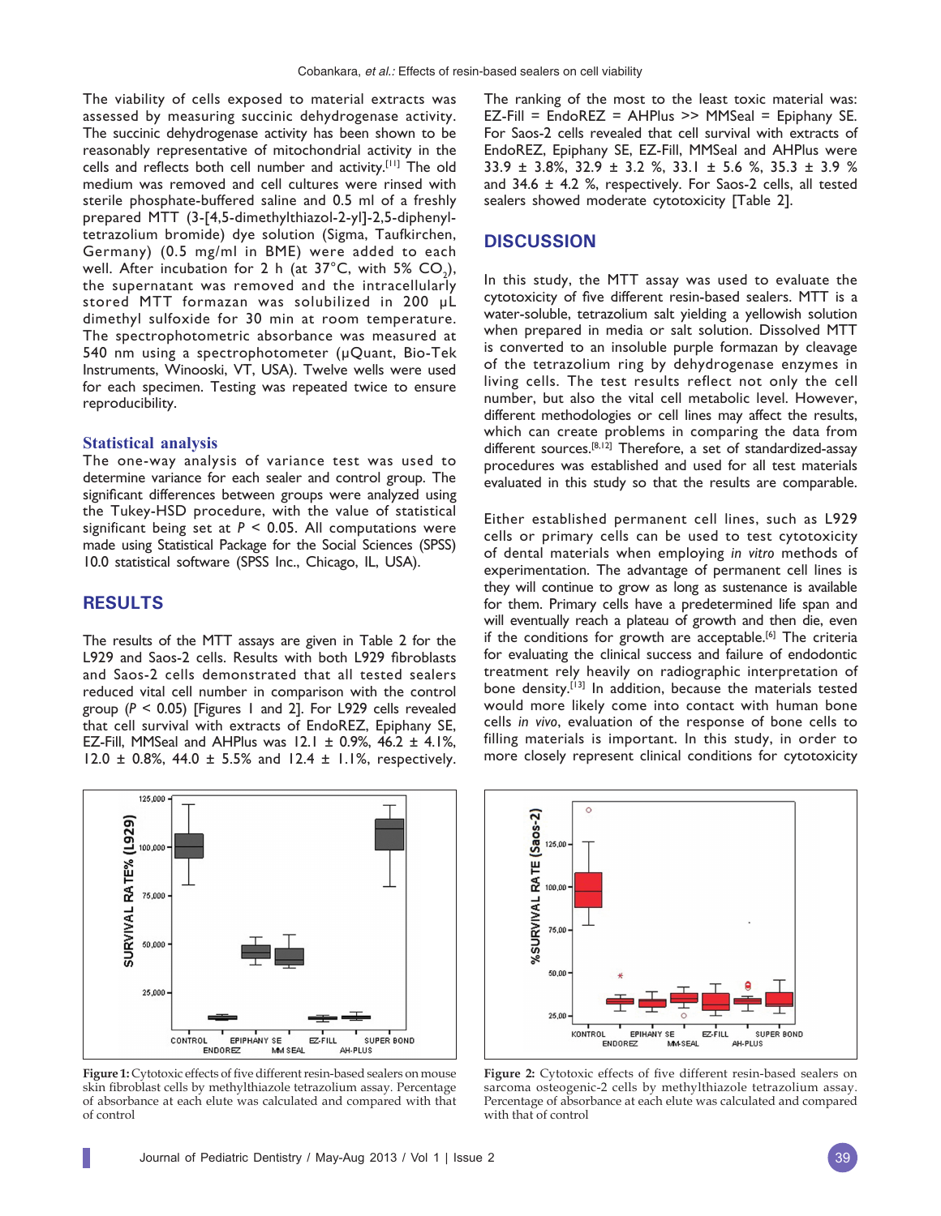The viability of cells exposed to material extracts was assessed by measuring succinic dehydrogenase activity. The succinic dehydrogenase activity has been shown to be reasonably representative of mitochondrial activity in the cells and reflects both cell number and activity.[11] The old medium was removed and cell cultures were rinsed with sterile phosphate-buffered saline and 0.5 ml of a freshly prepared MTT (3-[4,5-dimethylthiazol-2-yl]-2,5-diphenyl-tetrazolium bromide) dye solution (Sigma, Taufkirchen, Germany) (0.5 mg/ml in BME) were added to each well. After incubation for 2 h (at 37°C, with 5% $CO_2$), the supernatant was removed and the intracellularly stored MTT formazan was solubilized in 200 µL dimethyl sulfoxide for 30 min at room temperature. The spectrophotometric absorbance was measured at 540 nm using a spectrophotometer (µQuant, Bio-Tek Instruments, Winooski, VT, USA). Twelve wells were used for each specimen. Testing was repeated twice to ensure reproducibility.

### Statistical analysis

The one-way analysis of variance test was used to determine variance for each sealer and control group. The significant differences between groups were analyzed using the Tukey-HSD procedure, with the value of statistical significant being set at $P < 0.05$. All computations were made using Statistical Package for the Social Sciences (SPSS) 10.0 statistical software (SPSS Inc., Chicago, IL, USA).

## RESULTS

The results of the MTT assays are given in Table 2 for the L929 and Saos-2 cells. Results with both L929 fibroblasts and Saos-2 cells demonstrated that all tested sealers reduced vital cell number in comparison with the control group ($P < 0.05$) [Figures 1 and 2]. For L929 cells revealed that cell survival with extracts of EndoREZ, Epiphany SE, EZ-Fill, MMSeal and AHPlus was 12.1 ± 0.9%, 46.2 ± 4.1%, 12.0 ± 0.8%, 44.0 ± 5.5% and 12.4 ± 1.1%, respectively. The ranking of the most to the least toxic material was: EZ-Fill = EndoREZ = AHPlus >> MMSeal = Epiphany SE. For Saos-2 cells revealed that cell survival with extracts of EndoREZ, Epiphany SE, EZ-Fill, MMSeal and AHPlus were 33.9 ± 3.8%, 32.9 ± 3.2 %, 33.1 ± 5.6 %, 35.3 ± 3.9 % and 34.6 ± 4.2 %, respectively. For Saos-2 cells, all tested sealers showed moderate cytotoxicity [Table 2].

**Figure 1:** Cytotoxic effects of five different resin-based sealers on mouse skin fibroblast cells by methylthiazole tetrazolium assay. Percentage of absorbance at each elute was calculated and compared with that of control

**Figure 2:** Cytotoxic effects of five different resin-based sealers on sarcoma osteogenic-2 cells by methylthiazole tetrazolium assay. Percentage of absorbance at each elute was calculated and compared with that of control

## DISCUSSION

In this study, the MTT assay was used to evaluate the cytotoxicity of five different resin-based sealers. MTT is a water-soluble, tetrazolium salt yielding a yellowish solution when prepared in media or salt solution. Dissolved MTT is converted to an insoluble purple formazan by cleavage of the tetrazolium ring by dehydrogenase enzymes in living cells. The test results reflect not only the cell number, but also the vital cell metabolic level. However, different methodologies or cell lines may affect the results, which can create problems in comparing the data from different sources.[8,12] Therefore, a set of standardized-assay procedures was established and used for all test materials evaluated in this study so that the results are comparable.

Either established permanent cell lines, such as L929 cells or primary cells can be used to test cytotoxicity of dental materials when employing *in vitro* methods of experimentation. The advantage of permanent cell lines is they will continue to grow as long as sustenance is available for them. Primary cells have a predetermined life span and will eventually reach a plateau of growth and then die, even if the conditions for growth are acceptable.[6] The criteria for evaluating the clinical success and failure of endodontic treatment rely heavily on radiographic interpretation of bone density.[13] In addition, because the materials tested would more likely come into contact with human bone cells *in vivo*, evaluation of the response of bone cells to filling materials is important. In this study, in order to more closely represent clinical conditions for cytotoxicity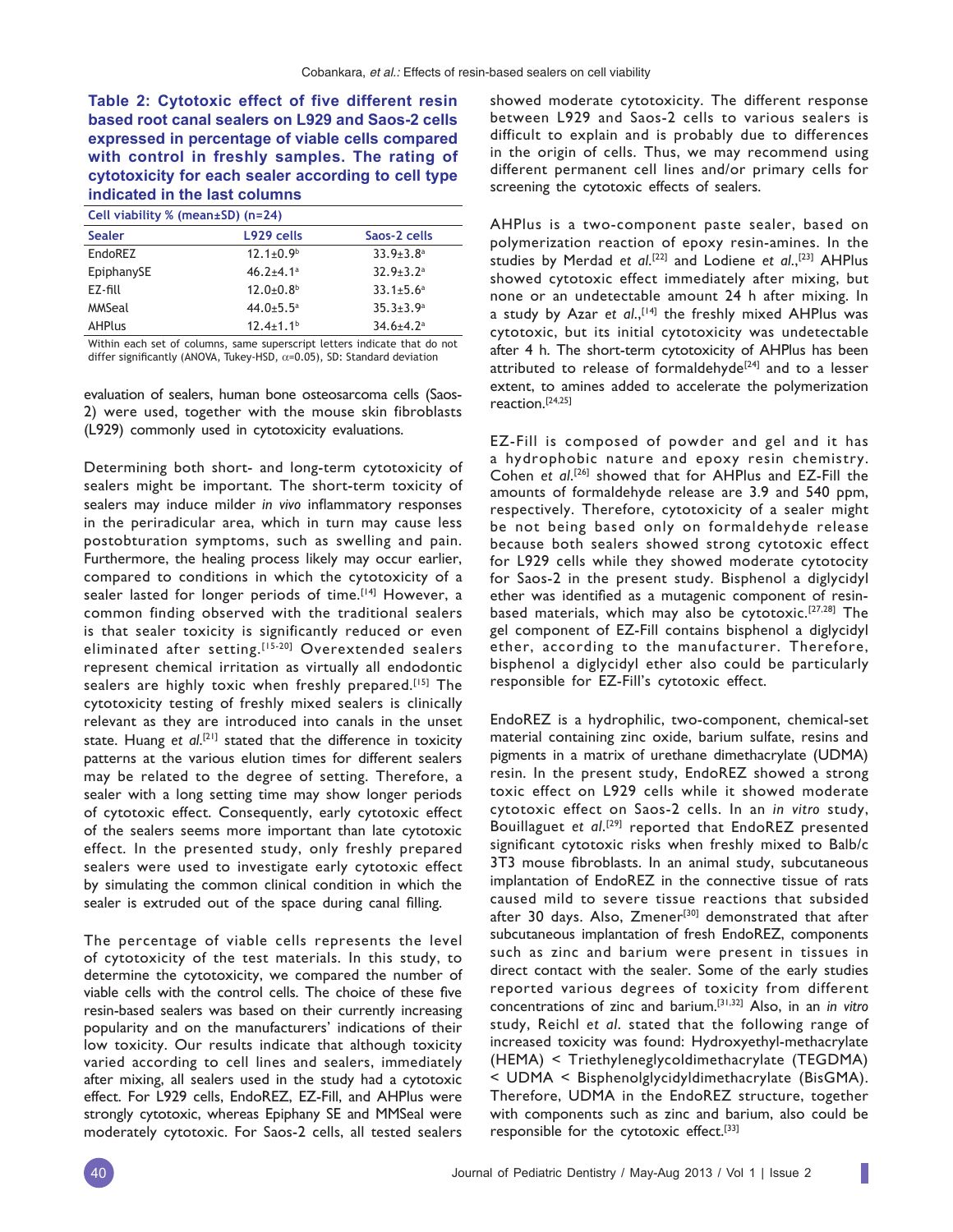**Table 2: Cytotoxic effect of five different resin based root canal sealers on L929 and Saos-2 cells expressed in percentage of viable cells compared with control in freshly samples. The rating of cytotoxicity for each sealer according to cell type indicated in the last columns**

| Cell viability % (mean±SD) (n=24) | | |
|---|---|---|
| Sealer | L929 cells | Saos-2 cells |
| EndoREZ | 12.1±0.9[b] | 33.9±3.8[a] |
| EpiphanySE | 46.2±4.1[a] | 32.9±3.2[a] |
| EZ-fill | 12.0±0.8[b] | 33.1±5.6[a] |
| MMSeal | 44.0±5.5[a] | 35.3±3.9[a] |
| AHPlus | 12.4±1.1[b] | 34.6±4.2[a] |

Within each set of columns, same superscript letters indicate that do not differ significantly (ANOVA, Tukey-HSD, $\alpha$=0.05), SD: Standard deviation

evaluation of sealers, human bone osteosarcoma cells (Saos-2) were used, together with the mouse skin fibroblasts (L929) commonly used in cytotoxicity evaluations.

Determining both short- and long-term cytotoxicity of sealers might be important. The short-term toxicity of sealers may induce milder *in vivo* inflammatory responses in the periradicular area, which in turn may cause less postobturation symptoms, such as swelling and pain. Furthermore, the healing process likely may occur earlier, compared to conditions in which the cytotoxicity of a sealer lasted for longer periods of time.[14] However, a common finding observed with the traditional sealers is that sealer toxicity is significantly reduced or even eliminated after setting.[15-20] Overextended sealers represent chemical irritation as virtually all endodontic sealers are highly toxic when freshly prepared.[15] The cytotoxicity testing of freshly mixed sealers is clinically relevant as they are introduced into canals in the unset state. Huang *et al*.[21] stated that the difference in toxicity patterns at the various elution times for different sealers may be related to the degree of setting. Therefore, a sealer with a long setting time may show longer periods of cytotoxic effect. Consequently, early cytotoxic effect of the sealers seems more important than late cytotoxic effect. In the presented study, only freshly prepared sealers were used to investigate early cytotoxic effect by simulating the common clinical condition in which the sealer is extruded out of the space during canal filling.

The percentage of viable cells represents the level of cytotoxicity of the test materials. In this study, to determine the cytotoxicity, we compared the number of viable cells with the control cells. The choice of these five resin-based sealers was based on their currently increasing popularity and on the manufacturers' indications of their low toxicity. Our results indicate that although toxicity varied according to cell lines and sealers, immediately after mixing, all sealers used in the study had a cytotoxic effect. For L929 cells, EndoREZ, EZ-Fill, and AHPlus were strongly cytotoxic, whereas Epiphany SE and MMSeal were moderately cytotoxic. For Saos-2 cells, all tested sealers showed moderate cytotoxicity. The different response between L929 and Saos-2 cells to various sealers is difficult to explain and is probably due to differences in the origin of cells. Thus, we may recommend using different permanent cell lines and/or primary cells for screening the cytotoxic effects of sealers.

AHPlus is a two-component paste sealer, based on polymerization reaction of epoxy resin-amines. In the studies by Merdad *et al*.[22] and Lodiene *et al*.,[23] AHPlus showed cytotoxic effect immediately after mixing, but none or an undetectable amount 24 h after mixing. In a study by Azar *et al*.,[14] the freshly mixed AHPlus was cytotoxic, but its initial cytotoxicity was undetectable after 4 h. The short-term cytotoxicity of AHPlus has been attributed to release of formaldehyde[24] and to a lesser extent, to amines added to accelerate the polymerization reaction.[24,25]

EZ-Fill is composed of powder and gel and it has a hydrophobic nature and epoxy resin chemistry. Cohen *et al*.[26] showed that for AHPlus and EZ-Fill the amounts of formaldehyde release are 3.9 and 540 ppm, respectively. Therefore, cytotoxicity of a sealer might be not being based only on formaldehyde release because both sealers showed strong cytotoxic effect for L929 cells while they showed moderate cytotocity for Saos-2 in the present study. Bisphenol a diglycidyl ether was identified as a mutagenic component of resin-based materials, which may also be cytotoxic.[27,28] The gel component of EZ-Fill contains bisphenol a diglycidyl ether, according to the manufacturer. Therefore, bisphenol a diglycidyl ether also could be particularly responsible for EZ-Fill's cytotoxic effect.

EndoREZ is a hydrophilic, two-component, chemical-set material containing zinc oxide, barium sulfate, resins and pigments in a matrix of urethane dimethacrylate (UDMA) resin. In the present study, EndoREZ showed a strong toxic effect on L929 cells while it showed moderate cytotoxic effect on Saos-2 cells. In an *in vitro* study, Bouillaguet *et al*.[29] reported that EndoREZ presented significant cytotoxic risks when freshly mixed to Balb/c 3T3 mouse fibroblasts. In an animal study, subcutaneous implantation of EndoREZ in the connective tissue of rats caused mild to severe tissue reactions that subsided after 30 days. Also, Zmener[30] demonstrated that after subcutaneous implantation of fresh EndoREZ, components such as zinc and barium were present in tissues in direct contact with the sealer. Some of the early studies reported various degrees of toxicity from different concentrations of zinc and barium.[31,32] Also, in an *in vitro* study, Reichl *et al*. stated that the following range of increased toxicity was found: Hydroxyethyl-methacrylate (HEMA) < Triethyleneglycoldimethacrylate (TEGDMA) < UDMA < Bisphenolglycidyldimethacrylate (BisGMA). Therefore, UDMA in the EndoREZ structure, together with components such as zinc and barium, also could be responsible for the cytotoxic effect.[33]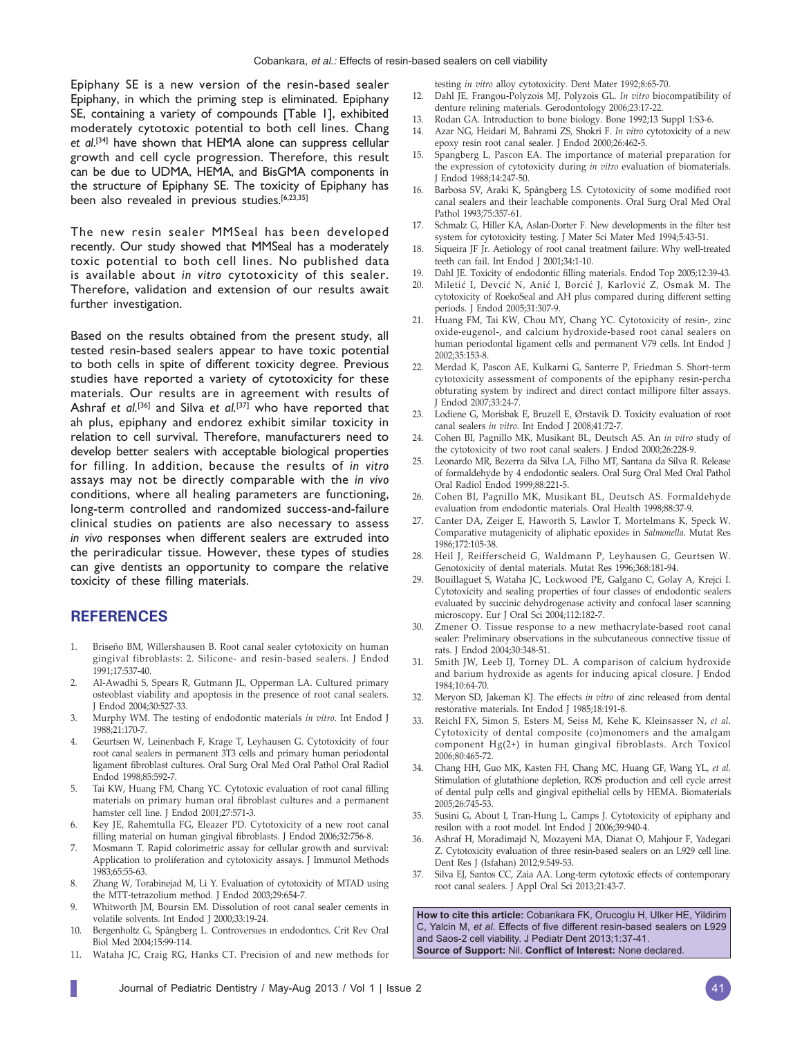Epiphany SE is a new version of the resin-based sealer Epiphany, in which the priming step is eliminated. Epiphany SE, containing a variety of compounds [Table 1], exhibited moderately cytotoxic potential to both cell lines. Chang *et al.*[34] have shown that HEMA alone can suppress cellular growth and cell cycle progression. Therefore, this result can be due to UDMA, HEMA, and BisGMA components in the structure of Epiphany SE. The toxicity of Epiphany has been also revealed in previous studies.[6,23,35]

The new resin sealer MMSeal has been developed recently. Our study showed that MMSeal has a moderately toxic potential to both cell lines. No published data is available about *in vitro* cytotoxicity of this sealer. Therefore, validation and extension of our results await further investigation.

Based on the results obtained from the present study, all tested resin-based sealers appear to have toxic potential to both cells in spite of different toxicity degree. Previous studies have reported a variety of cytotoxicity for these materials. Our results are in agreement with results of Ashraf *et al.*[36] and Silva *et al.*[37] who have reported that ah plus, epiphany and endorez exhibit similar toxicity in relation to cell survival. Therefore, manufacturers need to develop better sealers with acceptable biological properties for filling. In addition, because the results of *in vitro* assays may not be directly comparable with the *in vivo* conditions, where all healing parameters are functioning, long-term controlled and randomized success-and-failure clinical studies on patients are also necessary to assess *in vivo* responses when different sealers are extruded into the periradicular tissue. However, these types of studies can give dentists an opportunity to compare the relative toxicity of these filling materials.

## REFERENCES

1. Briseño BM, Willershausen B. Root canal sealer cytotoxicity on human gingival fibroblasts: 2. Silicone- and resin-based sealers. J Endod 1991;17:537-40.
2. Al-Awadhi S, Spears R, Gutmann JL, Opperman LA. Cultured primary osteoblast viability and apoptosis in the presence of root canal sealers. J Endod 2004;30:527-33.
3. Murphy WM. The testing of endodontic materials *in vitro*. Int Endod J 1988;21:170-7.
4. Geurtsen W, Leinenbach F, Krage T, Leyhausen G. Cytotoxicity of four root canal sealers in permanent 3T3 cells and primary human periodontal ligament fibroblast cultures. Oral Surg Oral Med Oral Pathol Oral Radiol Endod 1998;85:592-7.
5. Tai KW, Huang FM, Chang YC. Cytotoxic evaluation of root canal filling materials on primary human oral fibroblast cultures and a permanent hamster cell line. J Endod 2001;27:571-3.
6. Key JE, Rahemtulla FG, Eleazer PD. Cytotoxicity of a new root canal filling material on human gingival fibroblasts. J Endod 2006;32:756-8.
7. Mosmann T. Rapid colorimetric assay for cellular growth and survival: Application to proliferation and cytotoxicity assays. J Immunol Methods 1983;65:55-63.
8. Zhang W, Torabinejad M, Li Y. Evaluation of cytotoxicity of MTAD using the MTT-tetrazolium method. J Endod 2003;29:654-7.
9. Whitworth JM, Boursin EM. Dissolution of root canal sealer cements in volatile solvents. Int Endod J 2000;33:19-24.
10. Bergenholtz G, Spångberg L. Controversıes ın endodontıcs. Crit Rev Oral Biol Med 2004;15:99-114.
11. Wataha JC, Craig RG, Hanks CT. Precision of and new methods for testing *in vitro* alloy cytotoxicity. Dent Mater 1992;8:65-70.
12. Dahl JE, Frangou-Polyzois MJ, Polyzois GL. *In vitro* biocompatibility of denture relining materials. Gerodontology 2006;23:17-22.
13. Rodan GA. Introduction to bone biology. Bone 1992;13 Suppl 1:S3-6.
14. Azar NG, Heidari M, Bahrami ZS, Shokri F. *In vitro* cytotoxicity of a new epoxy resin root canal sealer. J Endod 2000;26:462-5.
15. Spangberg L, Pascon EA. The importance of material preparation for the expression of cytotoxicity during *in vitro* evaluation of biomaterials. J Endod 1988;14:247-50.
16. Barbosa SV, Araki K, Spångberg LS. Cytotoxicity of some modified root canal sealers and their leachable components. Oral Surg Oral Med Oral Pathol 1993;75:357-61.
17. Schmalz G, Hiller KA, Aslan-Dorter F. New developments in the filter test system for cytotoxicity testing. J Mater Sci Mater Med 1994;5:43-51.
18. Siqueira JF Jr. Aetiology of root canal treatment failure: Why well-treated teeth can fail. Int Endod J 2001;34:1-10.
19. Dahl JE. Toxicity of endodontic filling materials. Endod Top 2005;12:39-43.
20. Miletić I, Devcić N, Anić I, Borcić J, Karlović Z, Osmak M. The cytotoxicity of RoekoSeal and AH plus compared during different setting periods. J Endod 2005;31:307-9.
21. Huang FM, Tai KW, Chou MY, Chang YC. Cytotoxicity of resin-, zinc oxide-eugenol-, and calcium hydroxide-based root canal sealers on human periodontal ligament cells and permanent V79 cells. Int Endod J 2002;35:153-8.
22. Merdad K, Pascon AE, Kulkarni G, Santerre P, Friedman S. Short-term cytotoxicity assessment of components of the epiphany resin-percha obturating system by indirect and direct contact millipore filter assays. J Endod 2007;33:24-7.
23. Lodiene G, Morisbak E, Bruzell E, Ørstavik D. Toxicity evaluation of root canal sealers *in vitro*. Int Endod J 2008;41:72-7.
24. Cohen BI, Pagnillo MK, Musikant BL, Deutsch AS. An *in vitro* study of the cytotoxicity of two root canal sealers. J Endod 2000;26:228-9.
25. Leonardo MR, Bezerra da Silva LA, Filho MT, Santana da Silva R. Release of formaldehyde by 4 endodontic sealers. Oral Surg Oral Med Oral Pathol Oral Radiol Endod 1999;88:221-5.
26. Cohen BI, Pagnillo MK, Musikant BL, Deutsch AS. Formaldehyde evaluation from endodontic materials. Oral Health 1998;88:37-9.
27. Canter DA, Zeiger E, Haworth S, Lawlor T, Mortelmans K, Speck W. Comparative mutagenicity of aliphatic epoxides in *Salmonella*. Mutat Res 1986;172:105-38.
28. Heil J, Reifferscheid G, Waldmann P, Leyhausen G, Geurtsen W. Genotoxicity of dental materials. Mutat Res 1996;368:181-94.
29. Bouillaguet S, Wataha JC, Lockwood PE, Galgano C, Golay A, Krejci I. Cytotoxicity and sealing properties of four classes of endodontic sealers evaluated by succinic dehydrogenase activity and confocal laser scanning microscopy. Eur J Oral Sci 2004;112:182-7.
30. Zmener O. Tissue response to a new methacrylate-based root canal sealer: Preliminary observations in the subcutaneous connective tissue of rats. J Endod 2004;30:348-51.
31. Smith JW, Leeb IJ, Torney DL. A comparison of calcium hydroxide and barium hydroxide as agents for inducing apical closure. J Endod 1984;10:64-70.
32. Meryon SD, Jakeman KJ. The effects *in vitro* of zinc released from dental restorative materials. Int Endod J 1985;18:191-8.
33. Reichl FX, Simon S, Esters M, Seiss M, Kehe K, Kleinsasser N, *et al*. Cytotoxicity of dental composite (co)monomers and the amalgam component Hg(2+) in human gingival fibroblasts. Arch Toxicol 2006;80:465-72.
34. Chang HH, Guo MK, Kasten FH, Chang MC, Huang GF, Wang YL, *et al*. Stimulation of glutathione depletion, ROS production and cell cycle arrest of dental pulp cells and gingival epithelial cells by HEMA. Biomaterials 2005;26:745-53.
35. Susini G, About I, Tran-Hung L, Camps J. Cytotoxicity of epiphany and resilon with a root model. Int Endod J 2006;39:940-4.
36. Ashraf H, Moradimajd N, Mozayeni MA, Dianat O, Mahjour F, Yadegari Z. Cytotoxicity evaluation of three resin-based sealers on an L929 cell line. Dent Res J (Isfahan) 2012;9:549-53.
37. Silva EJ, Santos CC, Zaia AA. Long-term cytotoxic effects of contemporary root canal sealers. J Appl Oral Sci 2013;21:43-7.

**How to cite this article:** Cobankara FK, Orucoglu H, Ulker HE, Yildirim C, Yalcin M, *et al*. Effects of five different resin-based sealers on L929 and Saos-2 cell viability. J Pediatr Dent 2013;1:37-41.
**Source of Support:** Nil. **Conflict of Interest:** None declared.